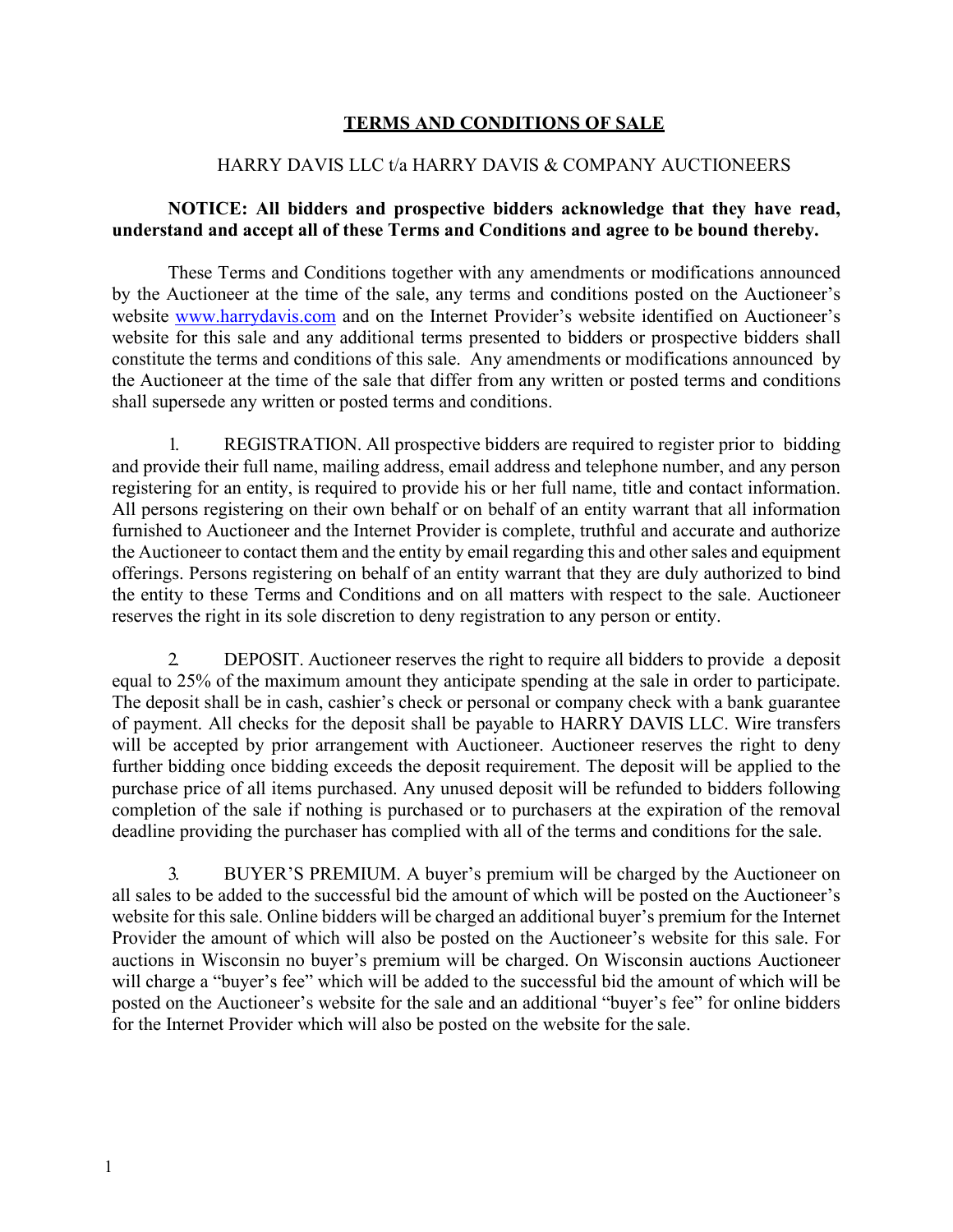# TERMS AND CONDITIONS OF SALE

HARRY DAVIS LLC t/a HARRY DAVIS & COMPANY AUCTIONEERS

**NOTICE: All bidders and prospective bidders acknowledge that they have read, understand and accept all of these Terms and Conditions and agree to be bound thereby.**

These Terms and Conditions together with any amendments or modifications announced by the Auctioneer at the time of the sale, any terms and conditions posted on the Auctioneer's website www.harrydavis.com and on the Internet Provider's website identified on Auctioneer's website for this sale and any additional terms presented to bidders or prospective bidders shall constitute the terms and conditions of this sale. Any amendments or modifications announced by the Auctioneer at the time of the sale that differ from any written or posted terms and conditions shall supersede any written or posted terms and conditions.

1. REGISTRATION. All prospective bidders are required to register prior to bidding and provide their full name, mailing address, email address and telephone number, and any person registering for an entity, is required to provide his or her full name, title and contact information. All persons registering on their own behalf or on behalf of an entity warrant that all information furnished to Auctioneer and the Internet Provider is complete, truthful and accurate and authorize the Auctioneer to contact them and the entity by email regarding this and other sales and equipment offerings. Persons registering on behalf of an entity warrant that they are duly authorized to bind the entity to these Terms and Conditions and on all matters with respect to the sale. Auctioneer reserves the right in its sole discretion to deny registration to any person or entity.

2. DEPOSIT. Auctioneer reserves the right to require all bidders to provide a deposit equal to 25% of the maximum amount they anticipate spending at the sale in order to participate. The deposit shall be in cash, cashier's check or personal or company check with a bank guarantee of payment. All checks for the deposit shall be payable to HARRY DAVIS LLC. Wire transfers will be accepted by prior arrangement with Auctioneer. Auctioneer reserves the right to deny further bidding once bidding exceeds the deposit requirement. The deposit will be applied to the purchase price of all items purchased. Any unused deposit will be refunded to bidders following completion of the sale if nothing is purchased or to purchasers at the expiration of the removal deadline providing the purchaser has complied with all of the terms and conditions for the sale.

3. BUYER'S PREMIUM. A buyer's premium will be charged by the Auctioneer on all sales to be added to the successful bid the amount of which will be posted on the Auctioneer's website for this sale. Online bidders will be charged an additional buyer's premium for the Internet Provider the amount of which will also be posted on the Auctioneer's website for this sale. For auctions in Wisconsin no buyer's premium will be charged. On Wisconsin auctions Auctioneer will charge a "buyer's fee" which will be added to the successful bid the amount of which will be posted on the Auctioneer's website for the sale and an additional "buyer's fee" for online bidders for the Internet Provider which will also be posted on the website for the sale.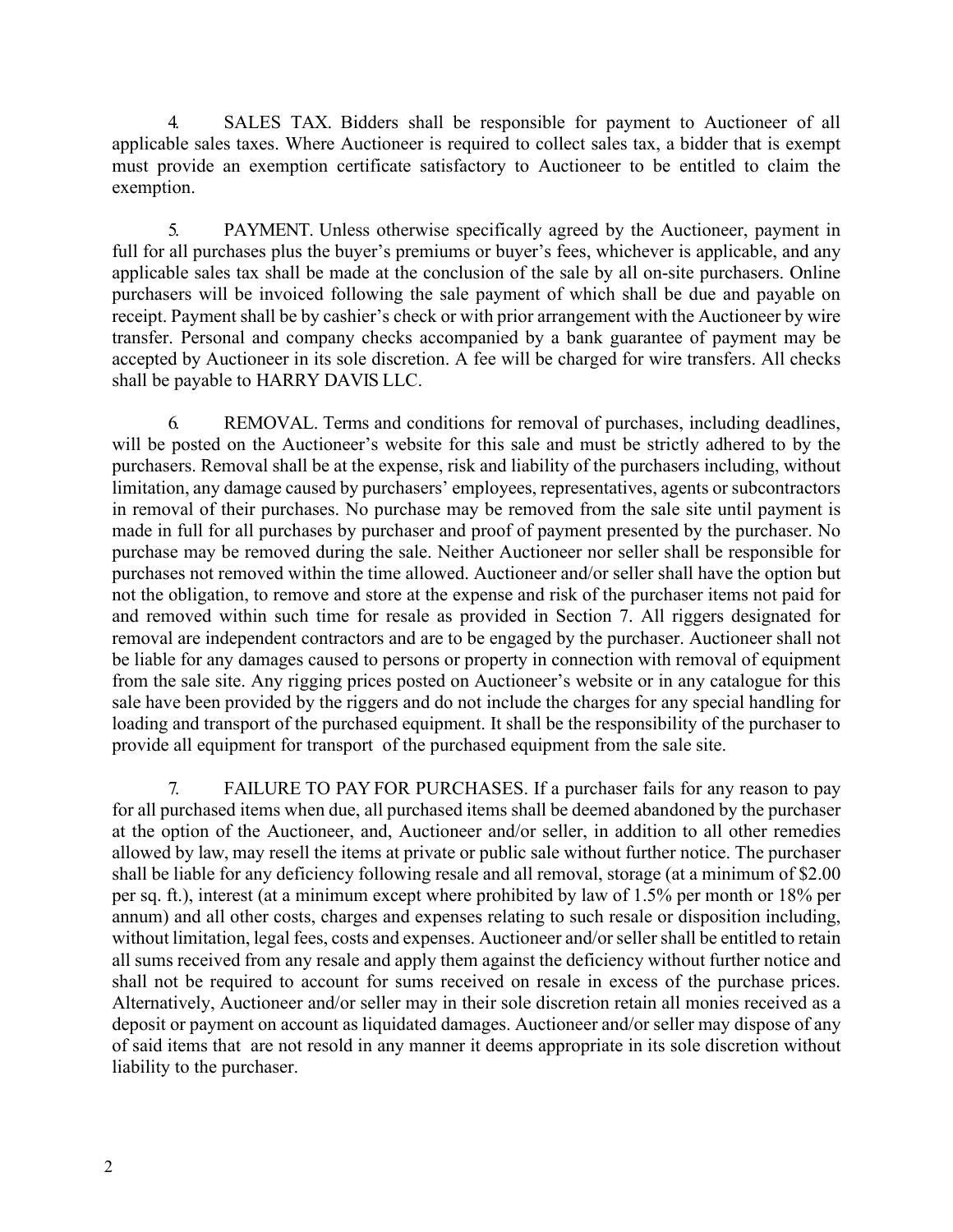4. SALES TAX. Bidders shall be responsible for payment to Auctioneer of all applicable sales taxes. Where Auctioneer is required to collect sales tax, a bidder that is exempt must provide an exemption certificate satisfactory to Auctioneer to be entitled to claim the exemption.

5. PAYMENT. Unless otherwise specifically agreed by the Auctioneer, payment in full for all purchases plus the buyer's premiums or buyer's fees, whichever is applicable, and any applicable sales tax shall be made at the conclusion of the sale by all on-site purchasers. Online purchasers will be invoiced following the sale payment of which shall be due and payable on receipt. Payment shall be by cashier's check or with prior arrangement with the Auctioneer by wire transfer. Personal and company checks accompanied by a bank guarantee of payment may be accepted by Auctioneer in its sole discretion. A fee will be charged for wire transfers. All checks shall be payable to HARRY DAVIS LLC.

6. REMOVAL. Terms and conditions for removal of purchases, including deadlines, will be posted on the Auctioneer's website for this sale and must be strictly adhered to by the purchasers. Removal shall be at the expense, risk and liability of the purchasers including, without limitation, any damage caused by purchasers' employees, representatives, agents or subcontractors in removal of their purchases. No purchase may be removed from the sale site until payment is made in full for all purchases by purchaser and proof of payment presented by the purchaser. No purchase may be removed during the sale. Neither Auctioneer nor seller shall be responsible for purchases not removed within the time allowed. Auctioneer and/or seller shall have the option but not the obligation, to remove and store at the expense and risk of the purchaser items not paid for and removed within such time for resale as provided in Section 7. All riggers designated for removal are independent contractors and are to be engaged by the purchaser. Auctioneer shall not be liable for any damages caused to persons or property in connection with removal of equipment from the sale site. Any rigging prices posted on Auctioneer's website or in any catalogue for this sale have been provided by the riggers and do not include the charges for any special handling for loading and transport of the purchased equipment. It shall be the responsibility of the purchaser to provide all equipment for transport of the purchased equipment from the sale site.

7. FAILURE TO PAY FOR PURCHASES. If a purchaser fails for any reason to pay for all purchased items when due, all purchased items shall be deemed abandoned by the purchaser at the option of the Auctioneer, and, Auctioneer and/or seller, in addition to all other remedies allowed by law, may resell the items at private or public sale without further notice. The purchaser shall be liable for any deficiency following resale and all removal, storage (at a minimum of $2.00 per sq. ft.), interest (at a minimum except where prohibited by law of 1.5% per month or 18% per annum) and all other costs, charges and expenses relating to such resale or disposition including, without limitation, legal fees, costs and expenses. Auctioneer and/or seller shall be entitled to retain all sums received from any resale and apply them against the deficiency without further notice and shall not be required to account for sums received on resale in excess of the purchase prices. Alternatively, Auctioneer and/or seller may in their sole discretion retain all monies received as a deposit or payment on account as liquidated damages. Auctioneer and/or seller may dispose of any of said items that are not resold in any manner it deems appropriate in its sole discretion without liability to the purchaser.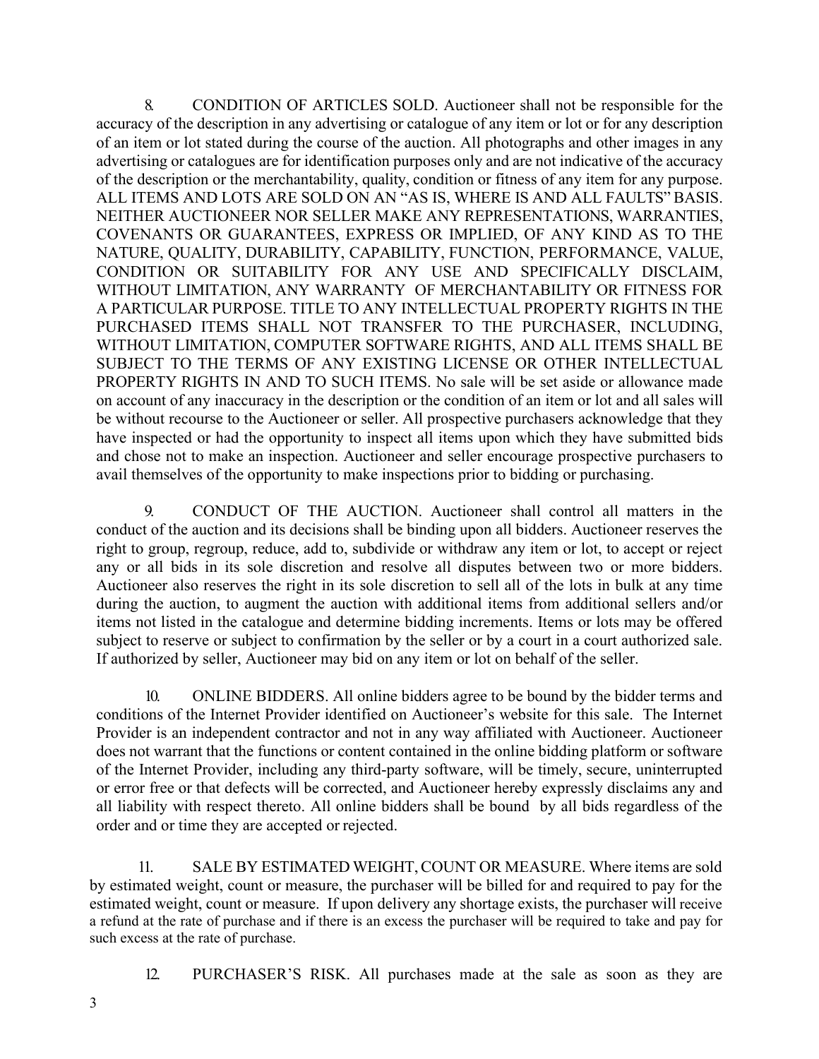8. CONDITION OF ARTICLES SOLD. Auctioneer shall not be responsible for the accuracy of the description in any advertising or catalogue of any item or lot or for any description of an item or lot stated during the course of the auction. All photographs and other images in any advertising or catalogues are for identification purposes only and are not indicative of the accuracy of the description or the merchantability, quality, condition or fitness of any item for any purpose. ALL ITEMS AND LOTS ARE SOLD ON AN "AS IS, WHERE IS AND ALL FAULTS" BASIS. NEITHER AUCTIONEER NOR SELLER MAKE ANY REPRESENTATIONS, WARRANTIES, COVENANTS OR GUARANTEES, EXPRESS OR IMPLIED, OF ANY KIND AS TO THE NATURE, QUALITY, DURABILITY, CAPABILITY, FUNCTION, PERFORMANCE, VALUE, CONDITION OR SUITABILITY FOR ANY USE AND SPECIFICALLY DISCLAIM, WITHOUT LIMITATION, ANY WARRANTY OF MERCHANTABILITY OR FITNESS FOR A PARTICULAR PURPOSE. TITLE TO ANY INTELLECTUAL PROPERTY RIGHTS IN THE PURCHASED ITEMS SHALL NOT TRANSFER TO THE PURCHASER, INCLUDING, WITHOUT LIMITATION, COMPUTER SOFTWARE RIGHTS, AND ALL ITEMS SHALL BE SUBJECT TO THE TERMS OF ANY EXISTING LICENSE OR OTHER INTELLECTUAL PROPERTY RIGHTS IN AND TO SUCH ITEMS. No sale will be set aside or allowance made on account of any inaccuracy in the description or the condition of an item or lot and all sales will be without recourse to the Auctioneer or seller. All prospective purchasers acknowledge that they have inspected or had the opportunity to inspect all items upon which they have submitted bids and chose not to make an inspection. Auctioneer and seller encourage prospective purchasers to avail themselves of the opportunity to make inspections prior to bidding or purchasing.

9. CONDUCT OF THE AUCTION. Auctioneer shall control all matters in the conduct of the auction and its decisions shall be binding upon all bidders. Auctioneer reserves the right to group, regroup, reduce, add to, subdivide or withdraw any item or lot, to accept or reject any or all bids in its sole discretion and resolve all disputes between two or more bidders. Auctioneer also reserves the right in its sole discretion to sell all of the lots in bulk at any time during the auction, to augment the auction with additional items from additional sellers and/or items not listed in the catalogue and determine bidding increments. Items or lots may be offered subject to reserve or subject to confirmation by the seller or by a court in a court authorized sale. If authorized by seller, Auctioneer may bid on any item or lot on behalf of the seller.

10. ONLINE BIDDERS. All online bidders agree to be bound by the bidder terms and conditions of the Internet Provider identified on Auctioneer's website for this sale. The Internet Provider is an independent contractor and not in any way affiliated with Auctioneer. Auctioneer does not warrant that the functions or content contained in the online bidding platform or software of the Internet Provider, including any third-party software, will be timely, secure, uninterrupted or error free or that defects will be corrected, and Auctioneer hereby expressly disclaims any and all liability with respect thereto. All online bidders shall be bound by all bids regardless of the order and or time they are accepted or rejected.

11. SALE BY ESTIMATED WEIGHT, COUNT OR MEASURE. Where items are sold by estimated weight, count or measure, the purchaser will be billed for and required to pay for the estimated weight, count or measure. If upon delivery any shortage exists, the purchaser will receive a refund at the rate of purchase and if there is an excess the purchaser will be required to take and pay for such excess at the rate of purchase.

12. PURCHASER'S RISK. All purchases made at the sale as soon as they are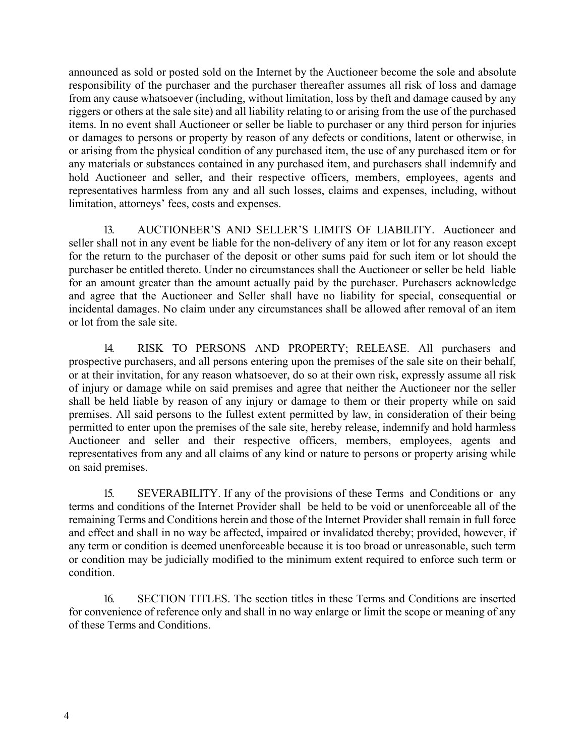announced as sold or posted sold on the Internet by the Auctioneer become the sole and absolute responsibility of the purchaser and the purchaser thereafter assumes all risk of loss and damage from any cause whatsoever (including, without limitation, loss by theft and damage caused by any riggers or others at the sale site) and all liability relating to or arising from the use of the purchased items. In no event shall Auctioneer or seller be liable to purchaser or any third person for injuries or damages to persons or property by reason of any defects or conditions, latent or otherwise, in or arising from the physical condition of any purchased item, the use of any purchased item or for any materials or substances contained in any purchased item, and purchasers shall indemnify and hold Auctioneer and seller, and their respective officers, members, employees, agents and representatives harmless from any and all such losses, claims and expenses, including, without limitation, attorneys' fees, costs and expenses.

13. AUCTIONEER'S AND SELLER'S LIMITS OF LIABILITY. Auctioneer and seller shall not in any event be liable for the non-delivery of any item or lot for any reason except for the return to the purchaser of the deposit or other sums paid for such item or lot should the purchaser be entitled thereto. Under no circumstances shall the Auctioneer or seller be held liable for an amount greater than the amount actually paid by the purchaser. Purchasers acknowledge and agree that the Auctioneer and Seller shall have no liability for special, consequential or incidental damages. No claim under any circumstances shall be allowed after removal of an item or lot from the sale site.

14. RISK TO PERSONS AND PROPERTY; RELEASE. All purchasers and prospective purchasers, and all persons entering upon the premises of the sale site on their behalf, or at their invitation, for any reason whatsoever, do so at their own risk, expressly assume all risk of injury or damage while on said premises and agree that neither the Auctioneer nor the seller shall be held liable by reason of any injury or damage to them or their property while on said premises. All said persons to the fullest extent permitted by law, in consideration of their being permitted to enter upon the premises of the sale site, hereby release, indemnify and hold harmless Auctioneer and seller and their respective officers, members, employees, agents and representatives from any and all claims of any kind or nature to persons or property arising while on said premises.

15. SEVERABILITY. If any of the provisions of these Terms and Conditions or any terms and conditions of the Internet Provider shall be held to be void or unenforceable all of the remaining Terms and Conditions herein and those of the Internet Provider shall remain in full force and effect and shall in no way be affected, impaired or invalidated thereby; provided, however, if any term or condition is deemed unenforceable because it is too broad or unreasonable, such term or condition may be judicially modified to the minimum extent required to enforce such term or condition.

16. SECTION TITLES. The section titles in these Terms and Conditions are inserted for convenience of reference only and shall in no way enlarge or limit the scope or meaning of any of these Terms and Conditions.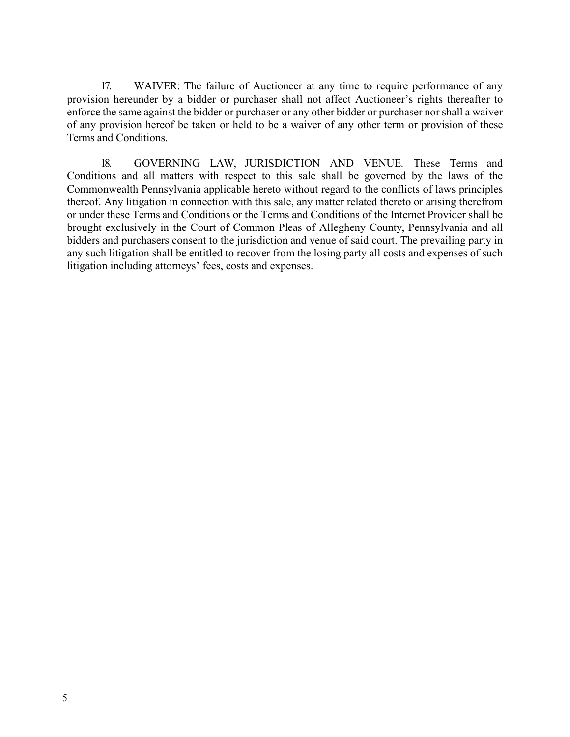17. WAIVER: The failure of Auctioneer at any time to require performance of any provision hereunder by a bidder or purchaser shall not affect Auctioneer's rights thereafter to enforce the same against the bidder or purchaser or any other bidder or purchaser nor shall a waiver of any provision hereof be taken or held to be a waiver of any other term or provision of these Terms and Conditions.

18. GOVERNING LAW, JURISDICTION AND VENUE. These Terms and Conditions and all matters with respect to this sale shall be governed by the laws of the Commonwealth Pennsylvania applicable hereto without regard to the conflicts of laws principles thereof. Any litigation in connection with this sale, any matter related thereto or arising therefrom or under these Terms and Conditions or the Terms and Conditions of the Internet Provider shall be brought exclusively in the Court of Common Pleas of Allegheny County, Pennsylvania and all bidders and purchasers consent to the jurisdiction and venue of said court. The prevailing party in any such litigation shall be entitled to recover from the losing party all costs and expenses of such litigation including attorneys' fees, costs and expenses.